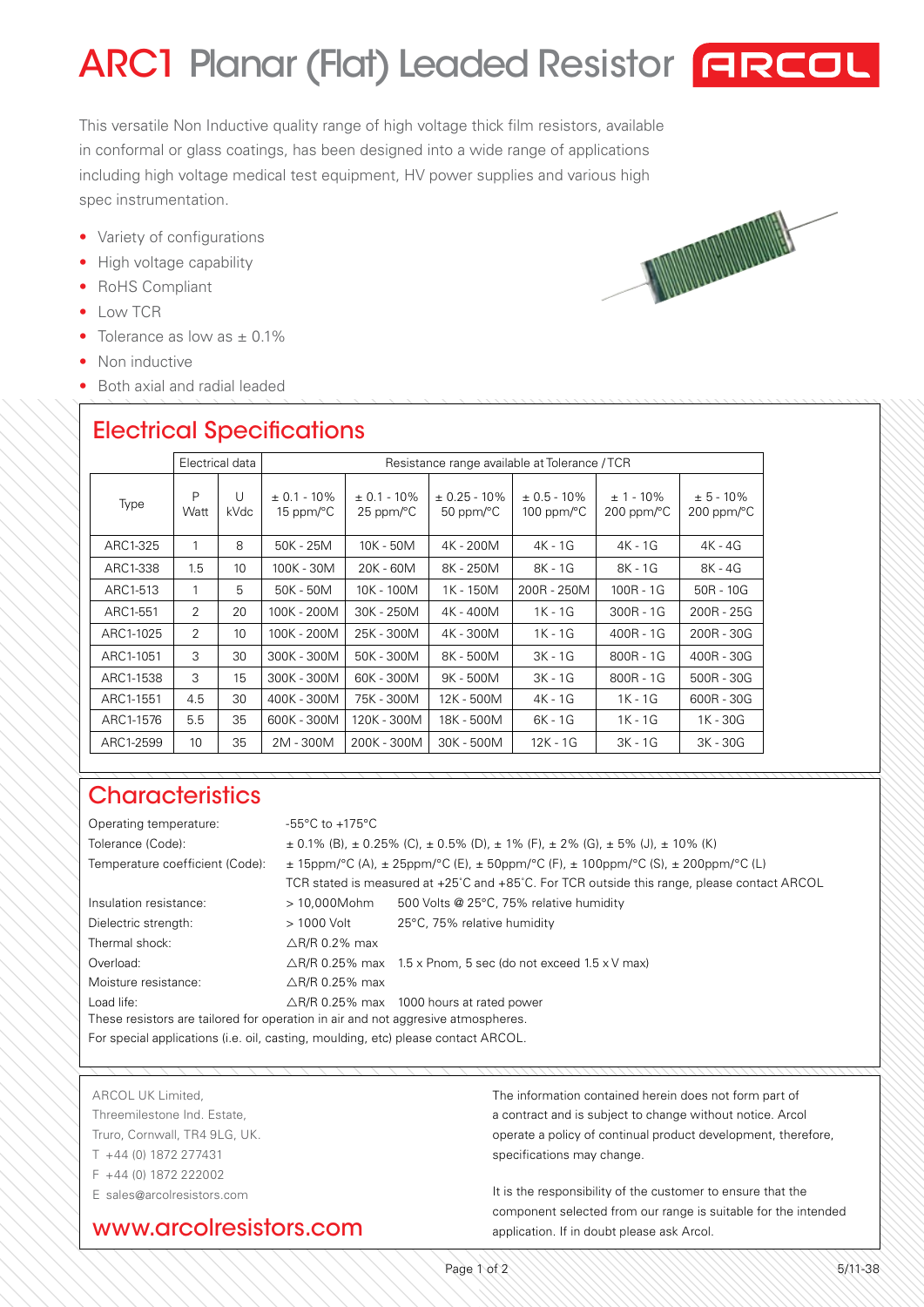# ARC1 Planar (Flat) Leaded Resistor

ARCOL

This versatile Non Inductive quality range of high voltage thick film resistors, available in conformal or glass coatings, has been designed into a wide range of applications including high voltage medical test equipment, HV power supplies and various high spec instrumentation.

- Variety of configurations
- High voltage capability
- RoHS Compliant
- Low TCR
- Tolerance as low as ± 0.1%
- Non inductive
- Both axial and radial leaded

## Electrical Specifications

| Type | Electrical data | | Resistance range available at Tolerance / TCR | | | | | |
|---|---|---|---|---|---|---|---|---|
| | P Watt | U kVdc | ± 0.1 - 10% 15 ppm/°C | ± 0.1 - 10% 25 ppm/°C | ± 0.25 - 10% 50 ppm/°C | ± 0.5 - 10% 100 ppm/°C | ± 1 - 10% 200 ppm/°C | ± 5 - 10% 200 ppm/°C |
| ARC1-325 | 1 | 8 | 50K - 25M | 10K - 50M | 4K - 200M | 4K - 1G | 4K - 1G | 4K - 4G |
| ARC1-338 | 1.5 | 10 | 100K - 30M | 20K - 60M | 8K - 250M | 8K - 1G | 8K - 1G | 8K - 4G |
| ARC1-513 | 1 | 5 | 50K - 50M | 10K - 100M | 1K - 150M | 200R - 250M | 100R - 1G | 50R - 10G |
| ARC1-551 | 2 | 20 | 100K - 200M | 30K - 250M | 4K - 400M | 1K - 1G | 300R - 1G | 200R - 25G |
| ARC1-1025 | 2 | 10 | 100K - 200M | 25K - 300M | 4K - 300M | 1K - 1G | 400R - 1G | 200R - 30G |
| ARC1-1051 | 3 | 30 | 300K - 300M | 50K - 300M | 8K - 500M | 3K - 1G | 800R - 1G | 400R - 30G |
| ARC1-1538 | 3 | 15 | 300K - 300M | 60K - 300M | 9K - 500M | 3K - 1G | 800R - 1G | 500R - 30G |
| ARC1-1551 | 4.5 | 30 | 400K - 300M | 75K - 300M | 12K - 500M | 4K - 1G | 1K - 1G | 600R - 30G |
| ARC1-1576 | 5.5 | 35 | 600K - 300M | 120K - 300M | 18K - 500M | 6K - 1G | 1K - 1G | 1K - 30G |
| ARC1-2599 | 10 | 35 | 2M - 300M | 200K - 300M | 30K - 500M | 12K - 1G | 3K - 1G | 3K - 30G |

## Characteristics

| | | |
|---|---|---|
| Operating temperature: | -55°C to +175°C | |
| Tolerance (Code): | ± 0.1% (B), ± 0.25% (C), ± 0.5% (D), ± 1% (F), ± 2% (G), ± 5% (J), ± 10% (K) | |
| Temperature coefficient (Code): | ± 15ppm/°C (A), ± 25ppm/°C (E), ± 50ppm/°C (F), ± 100ppm/°C (S), ± 200ppm/°C (L) | |
| | TCR stated is measured at +25˚C and +85˚C. For TCR outside this range, please contact ARCOL | |
| Insulation resistance: | > 10,000Mohm | 500 Volts @ 25°C, 75% relative humidity |
| Dielectric strength: | > 1000 Volt | 25°C, 75% relative humidity |
| Thermal shock: | △R/R 0.2% max | |
| Overload: | △R/R 0.25% max | 1.5 x Pnom, 5 sec (do not exceed 1.5 x V max) |
| Moisture resistance: | △R/R 0.25% max | |
| Load life: | △R/R 0.25% max | 1000 hours at rated power |

These resistors are tailored for operation in air and not aggressive atmospheres.

For special applications (i.e. oil, casting, moulding, etc) please contact ARCOL.

ARCOL UK Limited,
Threemilestone Ind. Estate,
Truro, Cornwall, TR4 9LG, UK.
T +44 (0) 1872 277431
F +44 (0) 1872 222002
E sales@arcolresistors.com

www.arcolresistors.com

The information contained herein does not form part of a contract and is subject to change without notice. Arcol operate a policy of continual product development, therefore, specifications may change.

It is the responsibility of the customer to ensure that the component selected from our range is suitable for the intended application. If in doubt please ask Arcol.

5/11-38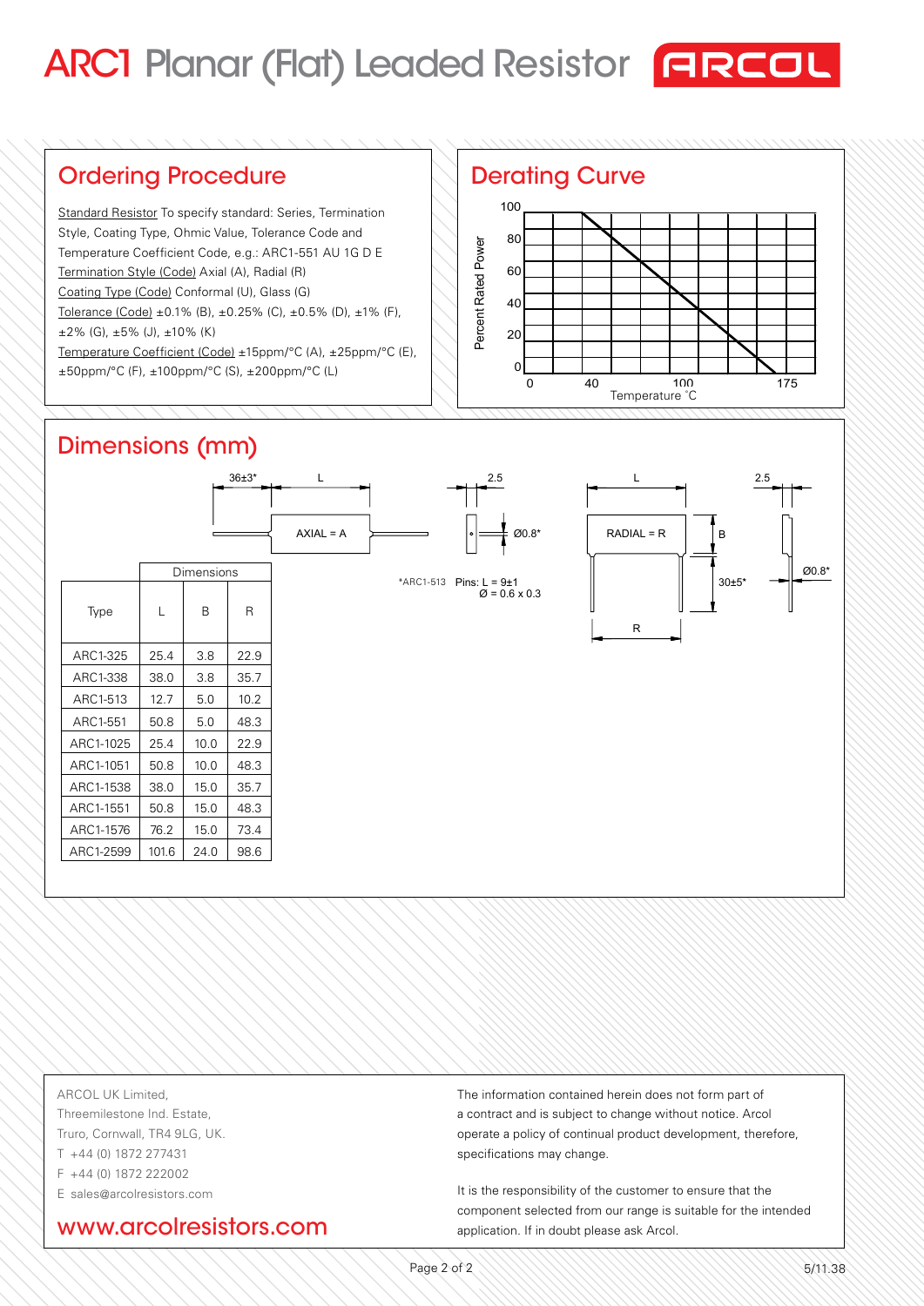# ARC1 Planar (Flat) Leaded Resistor

ARCOL

## Ordering Procedure

Standard Resistor To specify standard: Series, Termination Style, Coating Type, Ohmic Value, Tolerance Code and Temperature Coefficient Code, e.g.: ARC1-551 AU 1G D E

Termination Style (Code) Axial (A), Radial (R)

Coating Type (Code) Conformal (U), Glass (G)

Tolerance (Code) ±0.1% (B), ±0.25% (C), ±0.5% (D), ±1% (F), ±2% (G), ±5% (J), ±10% (K)

Temperature Coefficient (Code) ±15ppm/°C (A), ±25ppm/°C (E), ±50ppm/°C (F), ±100ppm/°C (S), ±200ppm/°C (L)

## Derating Curve

Percent Rated Power

100
80
60
40
20
0

0
40
100
175

Temperature °C

## Dimensions (mm)

36±3*
L
AXIAL = A
2.5
Ø0.8*

L
RADIAL = R
B
30±5*
R
2.5
Ø0.8*

*ARC1-513 Pins: L = 9±1
Ø = 0.6 x 0.3

| Type | Dimensions L | Dimensions B | Dimensions R |
|---|---|---|---|
| ARC1-325 | 25.4 | 3.8 | 22.9 |
| ARC1-338 | 38.0 | 3.8 | 35.7 |
| ARC1-513 | 12.7 | 5.0 | 10.2 |
| ARC1-551 | 50.8 | 5.0 | 48.3 |
| ARC1-1025 | 25.4 | 10.0 | 22.9 |
| ARC1-1051 | 50.8 | 10.0 | 48.3 |
| ARC1-1538 | 38.0 | 15.0 | 35.7 |
| ARC1-1551 | 50.8 | 15.0 | 48.3 |
| ARC1-1576 | 76.2 | 15.0 | 73.4 |
| ARC1-2599 | 101.6 | 24.0 | 98.6 |

ARCOL UK Limited,
Threemilestone Ind. Estate,
Truro, Cornwall, TR4 9LG, UK.
T +44 (0) 1872 277431
F +44 (0) 1872 222002
E sales@arcolresistors.com

www.arcolresistors.com

The information contained herein does not form part of a contract and is subject to change without notice. Arcol operate a policy of continual product development, therefore, specifications may change.

It is the responsibility of the customer to ensure that the component selected from our range is suitable for the intended application. If in doubt please ask Arcol.

5/11.38